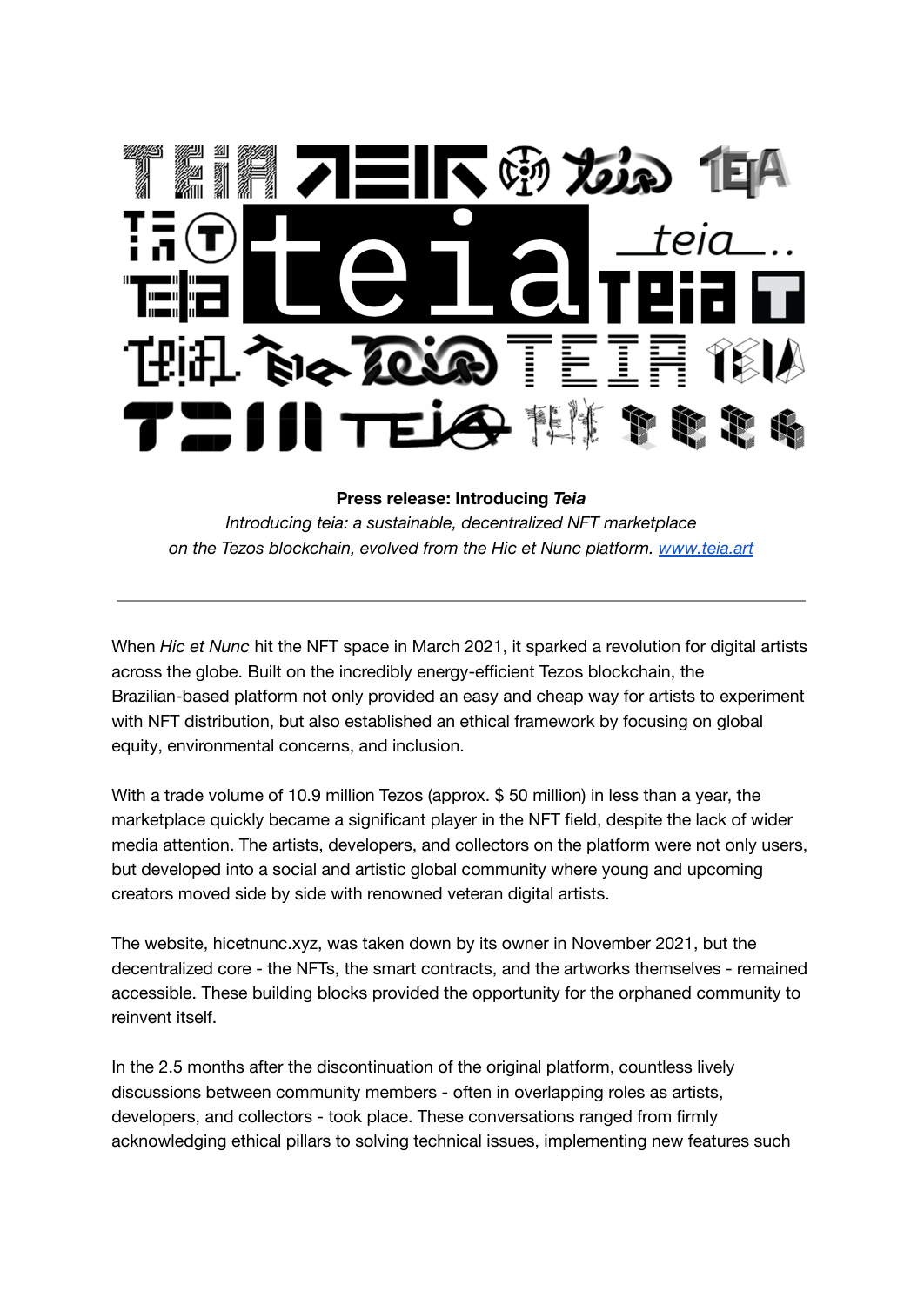**Press release: Introducing *Teia***

*Introducing teia: a sustainable, decentralized NFT marketplace on the Tezos blockchain, evolved from the Hic et Nunc platform. [www.teia.art](http://www.teia.art)*

---

When *Hic et Nunc* hit the NFT space in March 2021, it sparked a revolution for digital artists across the globe. Built on the incredibly energy-efficient Tezos blockchain, the Brazilian-based platform not only provided an easy and cheap way for artists to experiment with NFT distribution, but also established an ethical framework by focusing on global equity, environmental concerns, and inclusion.

With a trade volume of 10.9 million Tezos (approx. $ 50 million) in less than a year, the marketplace quickly became a significant player in the NFT field, despite the lack of wider media attention. The artists, developers, and collectors on the platform were not only users, but developed into a social and artistic global community where young and upcoming creators moved side by side with renowned veteran digital artists.

The website, hicetnunc.xyz, was taken down by its owner in November 2021, but the decentralized core - the NFTs, the smart contracts, and the artworks themselves - remained accessible. These building blocks provided the opportunity for the orphaned community to reinvent itself.

In the 2.5 months after the discontinuation of the original platform, countless lively discussions between community members - often in overlapping roles as artists, developers, and collectors - took place. These conversations ranged from firmly acknowledging ethical pillars to solving technical issues, implementing new features such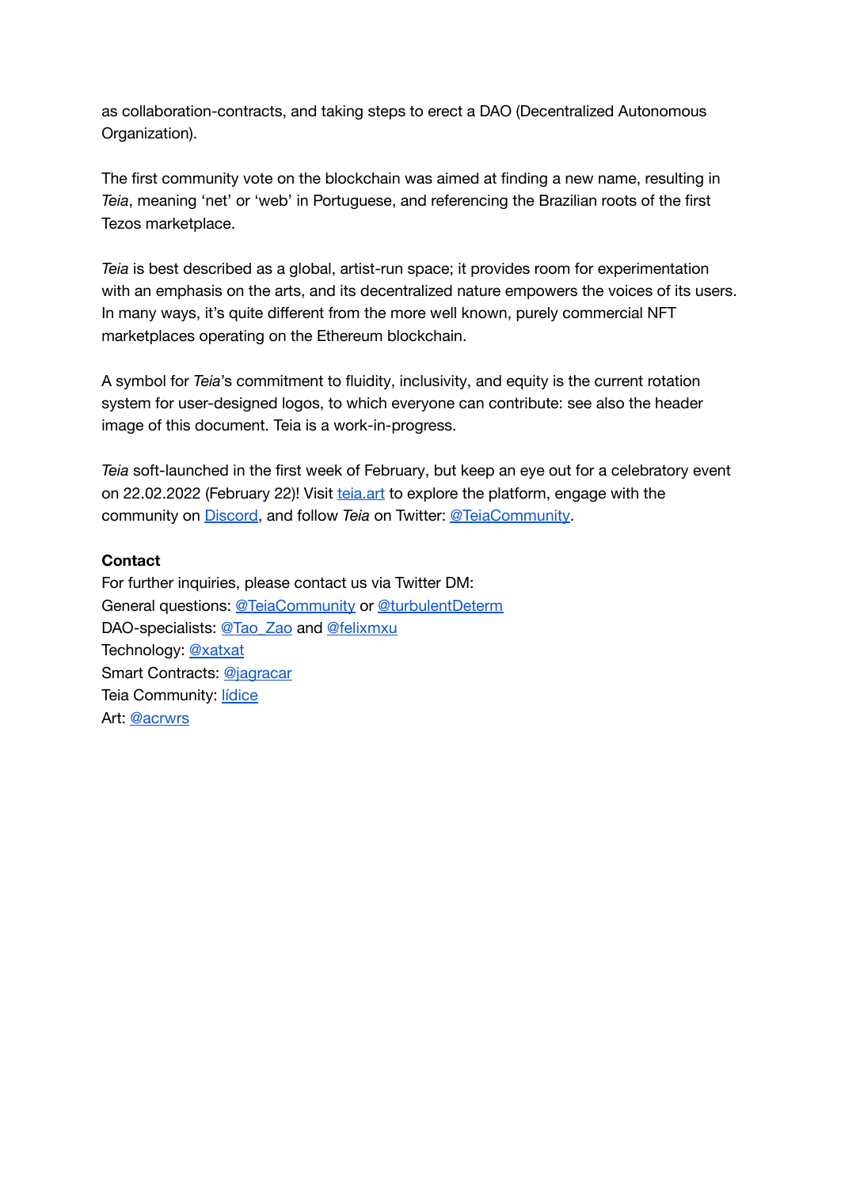as collaboration-contracts, and taking steps to erect a DAO (Decentralized Autonomous Organization).

The first community vote on the blockchain was aimed at finding a new name, resulting in *Teia*, meaning 'net' or 'web' in Portuguese, and referencing the Brazilian roots of the first Tezos marketplace.

*Teia* is best described as a global, artist-run space; it provides room for experimentation with an emphasis on the arts, and its decentralized nature empowers the voices of its users. In many ways, it's quite different from the more well known, purely commercial NFT marketplaces operating on the Ethereum blockchain.

A symbol for *Teia*'s commitment to fluidity, inclusivity, and equity is the current rotation system for user-designed logos, to which everyone can contribute: see also the header image of this document. Teia is a work-in-progress.

*Teia* soft-launched in the first week of February, but keep an eye out for a celebratory event on 22.02.2022 (February 22)! Visit teia.art to explore the platform, engage with the community on Discord, and follow *Teia* on Twitter: @TeiaCommunity.

**Contact**

For further inquiries, please contact us via Twitter DM:
General questions: @TeiaCommunity or @turbulentDeterm
DAO-specialists: @Tao_Zao and @felixmxu
Technology: @xatxat
Smart Contracts: @jagracar
Teia Community: lídice
Art: @acrwrs